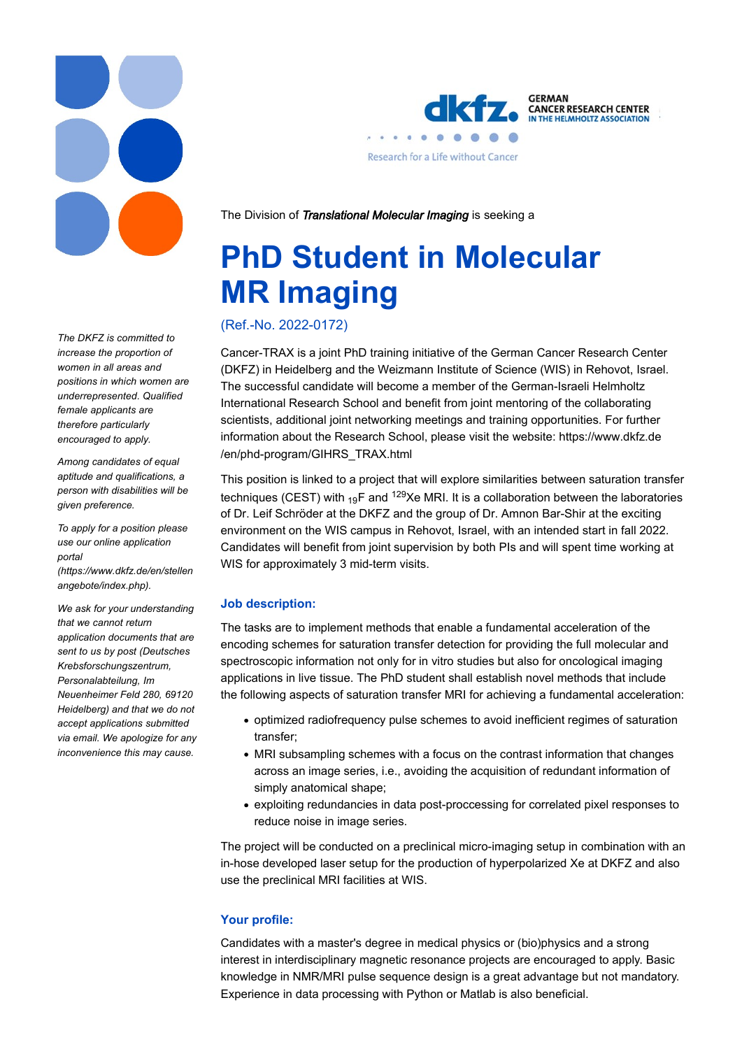The Division of ***Translational Molecular Imaging*** is seeking a

# PhD Student in Molecular MR Imaging

(Ref.-No. 2022-0172)

Cancer-TRAX is a joint PhD training initiative of the German Cancer Research Center (DKFZ) in Heidelberg and the Weizmann Institute of Science (WIS) in Rehovot, Israel. The successful candidate will become a member of the German-Israeli Helmholtz International Research School and benefit from joint mentoring of the collaborating scientists, additional joint networking meetings and training opportunities. For further information about the Research School, please visit the website: https://www.dkfz.de/en/phd-program/GIHRS_TRAX.html

This position is linked to a project that will explore similarities between saturation transfer techniques (CEST) with $_{19}$F and $^{129}$Xe MRI. It is a collaboration between the laboratories of Dr. Leif Schröder at the DKFZ and the group of Dr. Amnon Bar-Shir at the exciting environment on the WIS campus in Rehovot, Israel, with an intended start in fall 2022. Candidates will benefit from joint supervision by both PIs and will spent time working at WIS for approximately 3 mid-term visits.

### Job description:

The tasks are to implement methods that enable a fundamental acceleration of the encoding schemes for saturation transfer detection for providing the full molecular and spectroscopic information not only for in vitro studies but also for oncological imaging applications in live tissue. The PhD student shall establish novel methods that include the following aspects of saturation transfer MRI for achieving a fundamental acceleration:

- optimized radiofrequency pulse schemes to avoid inefficient regimes of saturation transfer;
- MRI subsampling schemes with a focus on the contrast information that changes across an image series, i.e., avoiding the acquisition of redundant information of simply anatomical shape;
- exploiting redundancies in data post-proccessing for correlated pixel responses to reduce noise in image series.

The project will be conducted on a preclinical micro-imaging setup in combination with an in-hose developed laser setup for the production of hyperpolarized Xe at DKFZ and also use the preclinical MRI facilities at WIS.

### Your profile:

Candidates with a master's degree in medical physics or (bio)physics and a strong interest in interdisciplinary magnetic resonance projects are encouraged to apply. Basic knowledge in NMR/MRI pulse sequence design is a great advantage but not mandatory. Experience in data processing with Python or Matlab is also beneficial.

*The DKFZ is committed to increase the proportion of women in all areas and positions in which women are underrepresented. Qualified female applicants are therefore particularly encouraged to apply.*

*Among candidates of equal aptitude and qualifications, a person with disabilities will be given preference.*

*To apply for a position please use our online application portal (https://www.dkfz.de/en/stellenangebote/index.php).*

*We ask for your understanding that we cannot return application documents that are sent to us by post (Deutsches Krebsforschungszentrum, Personalabteilung, Im Neuenheimer Feld 280, 69120 Heidelberg) and that we do not accept applications submitted via email. We apologize for any inconvenience this may cause.*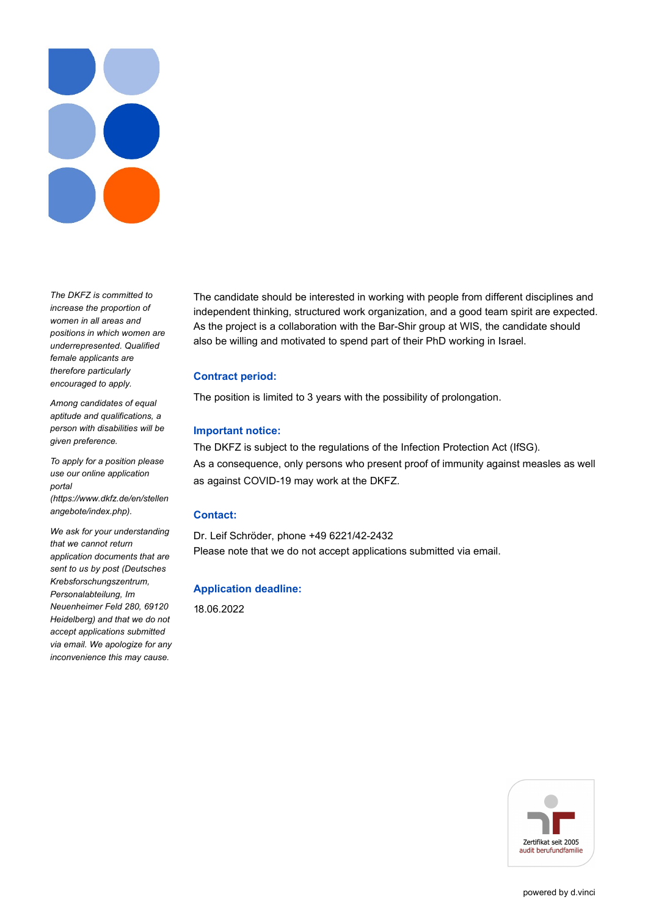*The DKFZ is committed to increase the proportion of women in all areas and positions in which women are underrepresented. Qualified female applicants are therefore particularly encouraged to apply.*

*Among candidates of equal aptitude and qualifications, a person with disabilities will be given preference.*

*To apply for a position please use our online application portal (https://www.dkfz.de/en/stellenangebote/index.php).*

*We ask for your understanding that we cannot return application documents that are sent to us by post (Deutsches Krebsforschungszentrum, Personalabteilung, Im Neuenheimer Feld 280, 69120 Heidelberg) and that we do not accept applications submitted via email. We apologize for any inconvenience this may cause.*

The candidate should be interested in working with people from different disciplines and independent thinking, structured work organization, and a good team spirit are expected. As the project is a collaboration with the Bar-Shir group at WIS, the candidate should also be willing and motivated to spend part of their PhD working in Israel.

## Contract period:

The position is limited to 3 years with the possibility of prolongation.

## Important notice:

The DKFZ is subject to the regulations of the Infection Protection Act (IfSG).
As a consequence, only persons who present proof of immunity against measles as well as against COVID-19 may work at the DKFZ.

## Contact:

Dr. Leif Schröder, phone +49 6221/42-2432
Please note that we do not accept applications submitted via email.

## Application deadline:

18.06.2022

Zertifikat seit 2005
audit berufundfamilie

powered by d.vinci